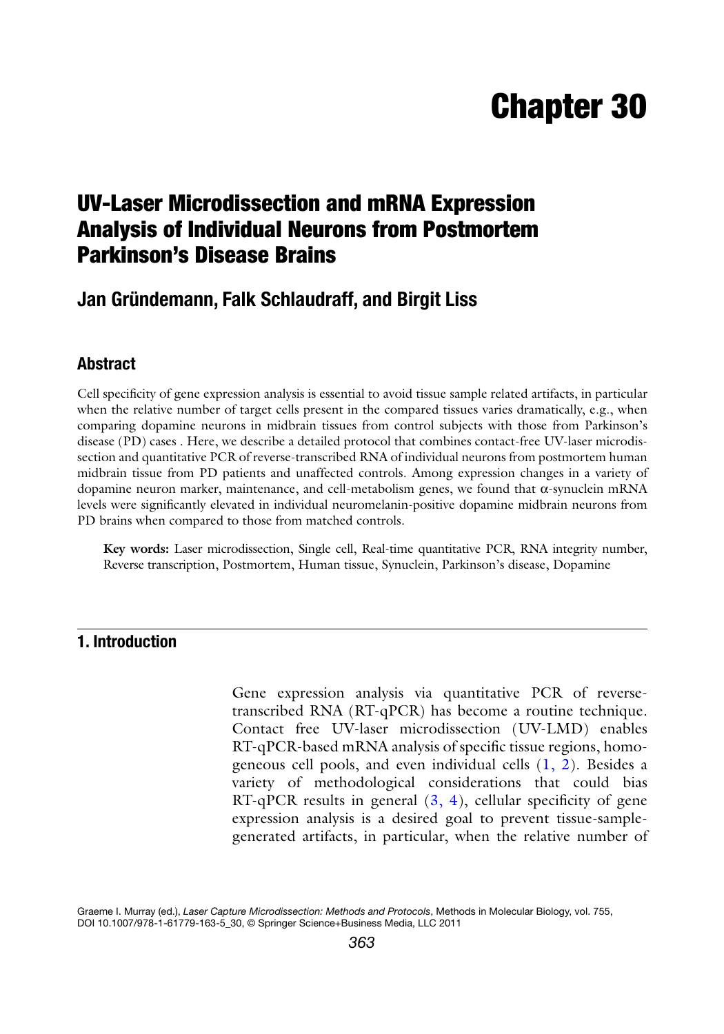# Chapter 30

## UV-Laser Microdissection and mRNA Expression Analysis of Individual Neurons from Postmortem Parkinson's Disease Brains

### Jan Gründemann, Falk Schlaudraff, and Birgit Liss

### Abstract

Cell specificity of gene expression analysis is essential to avoid tissue sample related artifacts, in particular when the relative number of target cells present in the compared tissues varies dramatically, e.g., when comparing dopamine neurons in midbrain tissues from control subjects with those from Parkinson's disease (PD) cases . Here, we describe a detailed protocol that combines contact-free UV-laser microdissection and quantitative PCR of reverse-transcribed RNA of individual neurons from postmortem human midbrain tissue from PD patients and unaffected controls. Among expression changes in a variety of dopamine neuron marker, maintenance, and cell-metabolism genes, we found that α-synuclein mRNA levels were significantly elevated in individual neuromelanin-positive dopamine midbrain neurons from PD brains when compared to those from matched controls.

**Key words:** Laser microdissection, Single cell, Real-time quantitative PCR, RNA integrity number, Reverse transcription, Postmortem, Human tissue, Synuclein, Parkinson's disease, Dopamine

## 1. Introduction

Gene expression analysis via quantitative PCR of reverse-transcribed RNA (RT-qPCR) has become a routine technique. Contact free UV-laser microdissection (UV-LMD) enables RT-qPCR-based mRNA analysis of specific tissue regions, homogeneous cell pools, and even individual cells (1, 2). Besides a variety of methodological considerations that could bias RT-qPCR results in general (3, 4), cellular specificity of gene expression analysis is a desired goal to prevent tissue-sample-generated artifacts, in particular, when the relative number of

Graeme I. Murray (ed.), *Laser Capture Microdissection: Methods and Protocols*, Methods in Molecular Biology, vol. 755, DOI 10.1007/978-1-61779-163-5_30, © Springer Science+Business Media, LLC 2011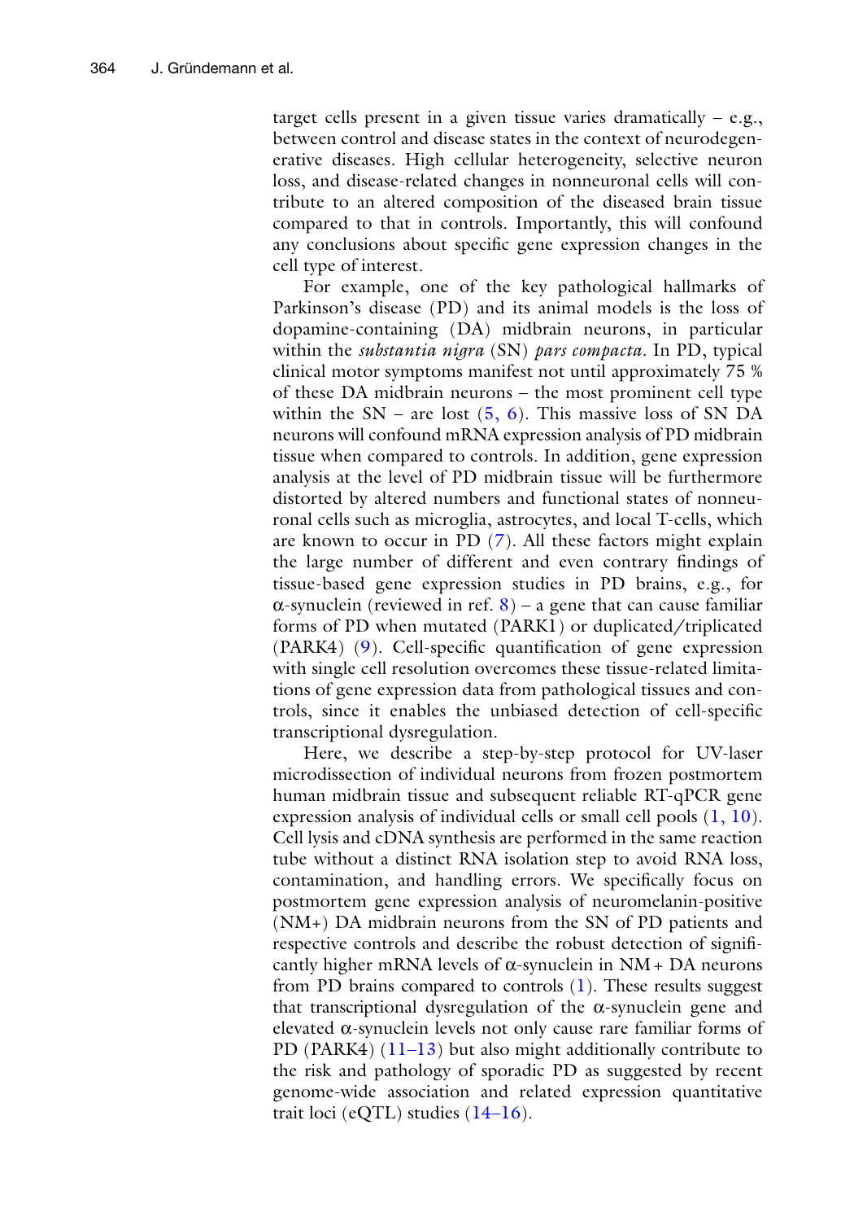target cells present in a given tissue varies dramatically – e.g., between control and disease states in the context of neurodegenerative diseases. High cellular heterogeneity, selective neuron loss, and disease-related changes in nonneuronal cells will contribute to an altered composition of the diseased brain tissue compared to that in controls. Importantly, this will confound any conclusions about specific gene expression changes in the cell type of interest.

For example, one of the key pathological hallmarks of Parkinson's disease (PD) and its animal models is the loss of dopamine-containing (DA) midbrain neurons, in particular within the *substantia nigra* (SN) *pars compacta*. In PD, typical clinical motor symptoms manifest not until approximately 75 % of these DA midbrain neurons – the most prominent cell type within the SN – are lost (5, 6). This massive loss of SN DA neurons will confound mRNA expression analysis of PD midbrain tissue when compared to controls. In addition, gene expression analysis at the level of PD midbrain tissue will be furthermore distorted by altered numbers and functional states of nonneuronal cells such as microglia, astrocytes, and local T-cells, which are known to occur in PD (7). All these factors might explain the large number of different and even contrary findings of tissue-based gene expression studies in PD brains, e.g., for α-synuclein (reviewed in ref. 8) – a gene that can cause familiar forms of PD when mutated (PARK1) or duplicated/triplicated (PARK4) (9). Cell-specific quantification of gene expression with single cell resolution overcomes these tissue-related limitations of gene expression data from pathological tissues and controls, since it enables the unbiased detection of cell-specific transcriptional dysregulation.

Here, we describe a step-by-step protocol for UV-laser microdissection of individual neurons from frozen postmortem human midbrain tissue and subsequent reliable RT-qPCR gene expression analysis of individual cells or small cell pools (1, 10). Cell lysis and cDNA synthesis are performed in the same reaction tube without a distinct RNA isolation step to avoid RNA loss, contamination, and handling errors. We specifically focus on postmortem gene expression analysis of neuromelanin-positive (NM+) DA midbrain neurons from the SN of PD patients and respective controls and describe the robust detection of significantly higher mRNA levels of α-synuclein in NM+ DA neurons from PD brains compared to controls (1). These results suggest that transcriptional dysregulation of the α-synuclein gene and elevated α-synuclein levels not only cause rare familiar forms of PD (PARK4) (11–13) but also might additionally contribute to the risk and pathology of sporadic PD as suggested by recent genome-wide association and related expression quantitative trait loci (eQTL) studies (14–16).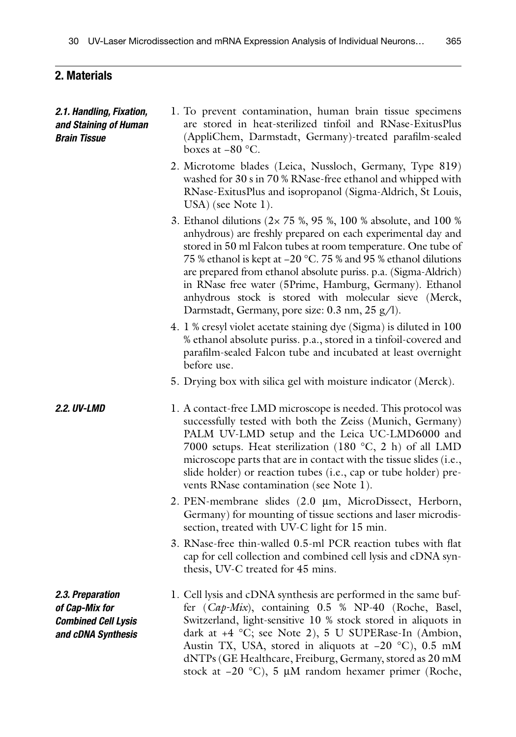## 2. Materials

### 2.1. Handling, Fixation, and Staining of Human Brain Tissue

1. To prevent contamination, human brain tissue specimens are stored in heat-sterilized tinfoil and RNase-ExitusPlus (AppliChem, Darmstadt, Germany)-treated parafilm-sealed boxes at −80 °C.
2. Microtome blades (Leica, Nussloch, Germany, Type 819) washed for 30 s in 70 % RNase-free ethanol and whipped with RNase-ExitusPlus and isopropanol (Sigma-Aldrich, St Louis, USA) (see Note 1).
3. Ethanol dilutions (2× 75 %, 95 %, 100 % absolute, and 100 % anhydrous) are freshly prepared on each experimental day and stored in 50 ml Falcon tubes at room temperature. One tube of 75 % ethanol is kept at −20 °C. 75 % and 95 % ethanol dilutions are prepared from ethanol absolute puriss. p.a. (Sigma-Aldrich) in RNase free water (5Prime, Hamburg, Germany). Ethanol anhydrous stock is stored with molecular sieve (Merck, Darmstadt, Germany, pore size: 0.3 nm, 25 g/l).
4. 1 % cresyl violet acetate staining dye (Sigma) is diluted in 100 % ethanol absolute puriss. p.a., stored in a tinfoil-covered and parafilm-sealed Falcon tube and incubated at least overnight before use.
5. Drying box with silica gel with moisture indicator (Merck).

### 2.2. UV-LMD

1. A contact-free LMD microscope is needed. This protocol was successfully tested with both the Zeiss (Munich, Germany) PALM UV-LMD setup and the Leica UC-LMD6000 and 7000 setups. Heat sterilization (180 °C, 2 h) of all LMD microscope parts that are in contact with the tissue slides (i.e., slide holder) or reaction tubes (i.e., cap or tube holder) prevents RNase contamination (see Note 1).
2. PEN-membrane slides (2.0 μm, MicroDissect, Herborn, Germany) for mounting of tissue sections and laser microdissection, treated with UV-C light for 15 min.
3. RNase-free thin-walled 0.5-ml PCR reaction tubes with flat cap for cell collection and combined cell lysis and cDNA synthesis, UV-C treated for 45 mins.

### 2.3. Preparation of Cap-Mix for Combined Cell Lysis and cDNA Synthesis

1. Cell lysis and cDNA synthesis are performed in the same buffer (*Cap-Mix*), containing 0.5 % NP-40 (Roche, Basel, Switzerland, light-sensitive 10 % stock stored in aliquots in dark at +4 °C; see Note 2), 5 U SUPERase-In (Ambion, Austin TX, USA, stored in aliquots at −20 °C), 0.5 mM dNTPs (GE Healthcare, Freiburg, Germany, stored as 20 mM stock at −20 °C), 5 μM random hexamer primer (Roche,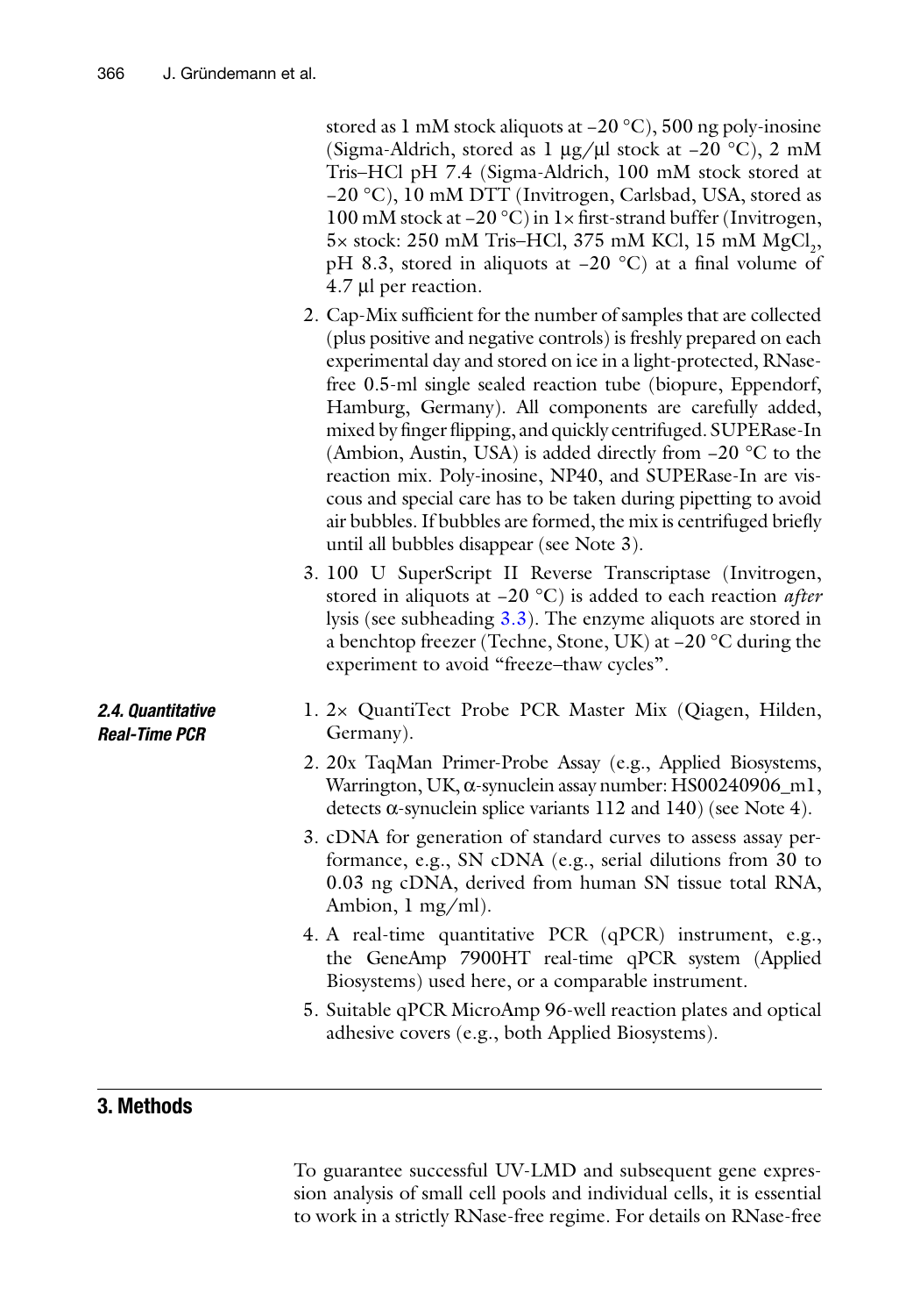stored as 1 mM stock aliquots at −20 °C), 500 ng poly-inosine (Sigma-Aldrich, stored as 1 μg/μl stock at −20 °C), 2 mM Tris–HCl pH 7.4 (Sigma-Aldrich, 100 mM stock stored at −20 °C), 10 mM DTT (Invitrogen, Carlsbad, USA, stored as 100 mM stock at −20 °C) in 1× first-strand buffer (Invitrogen, 5× stock: 250 mM Tris–HCl, 375 mM KCl, 15 mM $MgCl_2$, pH 8.3, stored in aliquots at −20 °C) at a final volume of 4.7 μl per reaction.

2. Cap-Mix sufficient for the number of samples that are collected (plus positive and negative controls) is freshly prepared on each experimental day and stored on ice in a light-protected, RNase-free 0.5-ml single sealed reaction tube (biopure, Eppendorf, Hamburg, Germany). All components are carefully added, mixed by finger flipping, and quickly centrifuged. SUPERase-In (Ambion, Austin, USA) is added directly from −20 °C to the reaction mix. Poly-inosine, NP40, and SUPERase-In are viscous and special care has to be taken during pipetting to avoid air bubbles. If bubbles are formed, the mix is centrifuged briefly until all bubbles disappear (see Note 3).
3. 100 U SuperScript II Reverse Transcriptase (Invitrogen, stored in aliquots at −20 °C) is added to each reaction *after* lysis (see subheading 3.3). The enzyme aliquots are stored in a benchtop freezer (Techne, Stone, UK) at −20 °C during the experiment to avoid "freeze–thaw cycles".

### 2.4. Quantitative Real-Time PCR

1. 2× QuantiTect Probe PCR Master Mix (Qiagen, Hilden, Germany).
2. 20x TaqMan Primer-Probe Assay (e.g., Applied Biosystems, Warrington, UK, α-synuclein assay number: HS00240906_m1, detects α-synuclein splice variants 112 and 140) (see Note 4).
3. cDNA for generation of standard curves to assess assay performance, e.g., SN cDNA (e.g., serial dilutions from 30 to 0.03 ng cDNA, derived from human SN tissue total RNA, Ambion, 1 mg/ml).
4. A real-time quantitative PCR (qPCR) instrument, e.g., the GeneAmp 7900HT real-time qPCR system (Applied Biosystems) used here, or a comparable instrument.
5. Suitable qPCR MicroAmp 96-well reaction plates and optical adhesive covers (e.g., both Applied Biosystems).

## 3. Methods

To guarantee successful UV-LMD and subsequent gene expression analysis of small cell pools and individual cells, it is essential to work in a strictly RNase-free regime. For details on RNase-free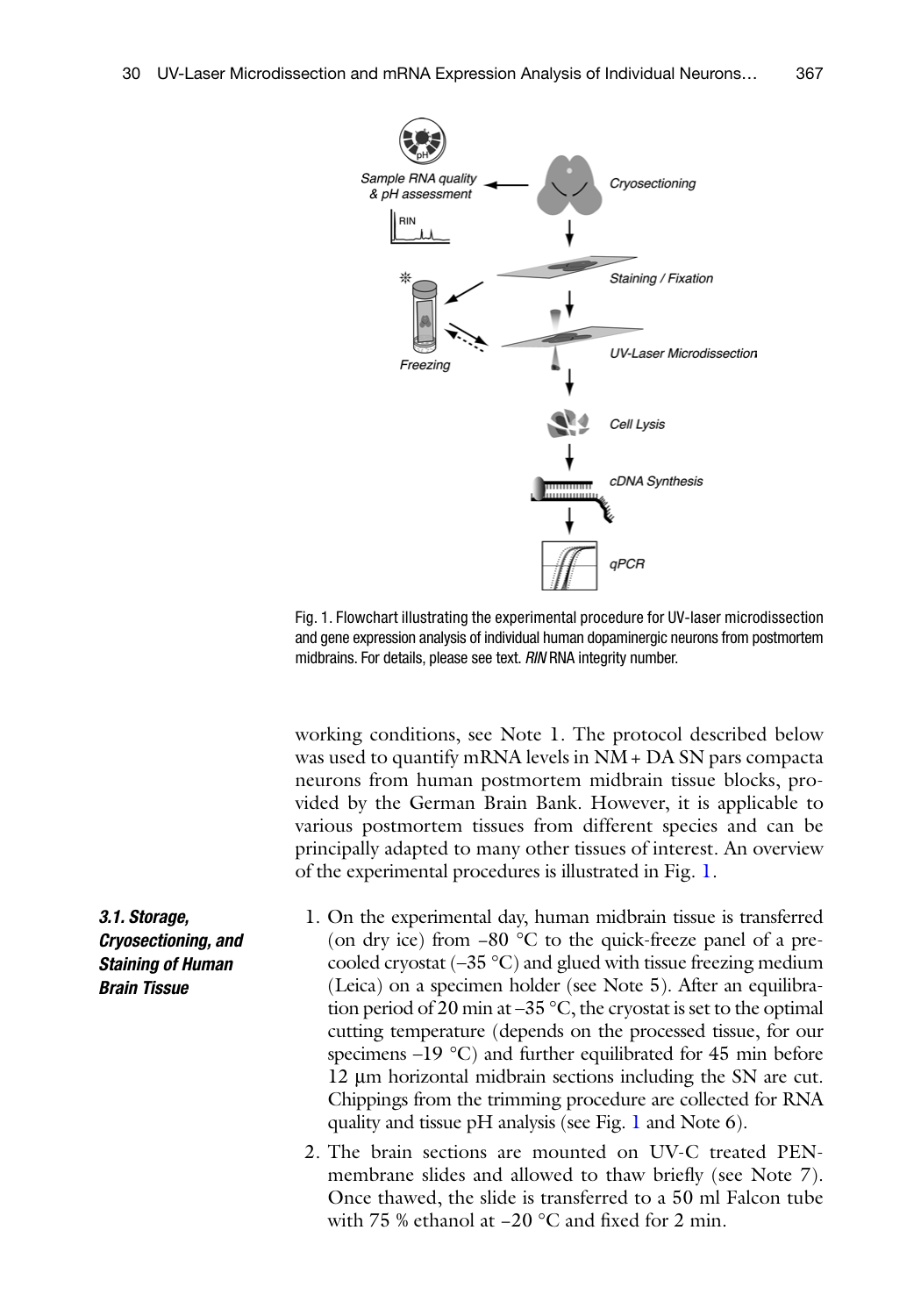Fig. 1. Flowchart illustrating the experimental procedure for UV-laser microdissection and gene expression analysis of individual human dopaminergic neurons from postmortem midbrains. For details, please see text. *RIN* RNA integrity number.

working conditions, see Note 1. The protocol described below was used to quantify mRNA levels in NM + DA SN pars compacta neurons from human postmortem midbrain tissue blocks, provided by the German Brain Bank. However, it is applicable to various postmortem tissues from different species and can be principally adapted to many other tissues of interest. An overview of the experimental procedures is illustrated in Fig. 1.

### 3.1. Storage, Cryosectioning, and Staining of Human Brain Tissue

1. On the experimental day, human midbrain tissue is transferred (on dry ice) from −80 °C to the quick-freeze panel of a precooled cryostat (−35 °C) and glued with tissue freezing medium (Leica) on a specimen holder (see Note 5). After an equilibration period of 20 min at −35 °C, the cryostat is set to the optimal cutting temperature (depends on the processed tissue, for our specimens −19 °C) and further equilibrated for 45 min before 12 μm horizontal midbrain sections including the SN are cut. Chippings from the trimming procedure are collected for RNA quality and tissue pH analysis (see Fig. 1 and Note 6).
2. The brain sections are mounted on UV-C treated PEN-membrane slides and allowed to thaw briefly (see Note 7). Once thawed, the slide is transferred to a 50 ml Falcon tube with 75 % ethanol at −20 °C and fixed for 2 min.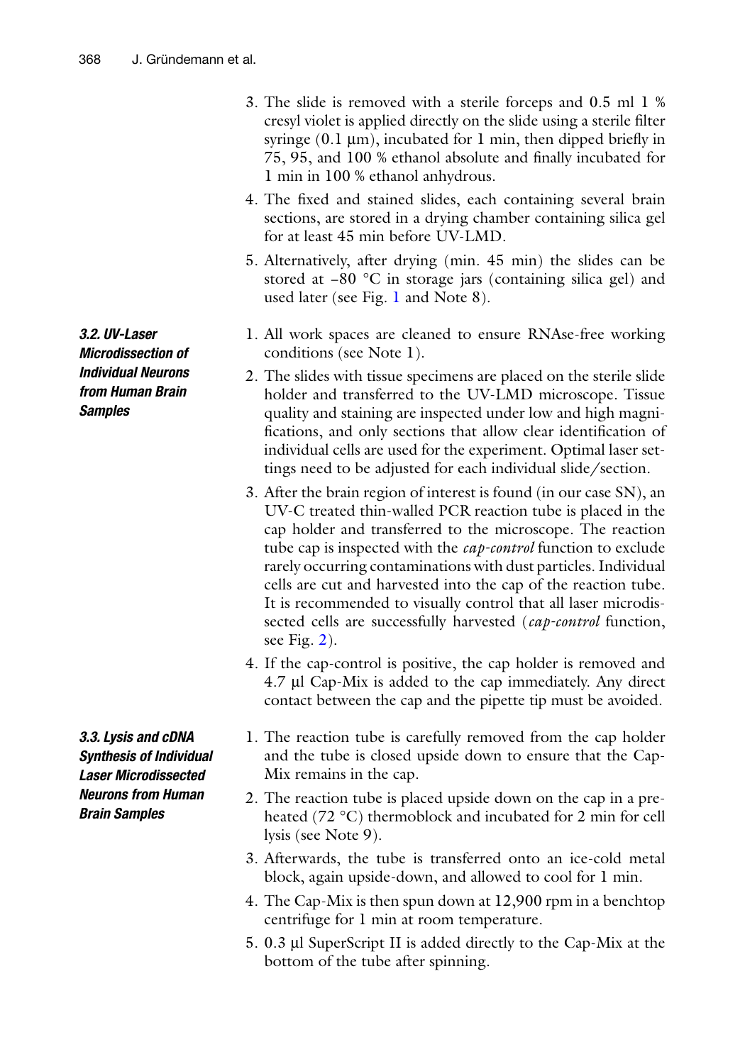3. The slide is removed with a sterile forceps and 0.5 ml 1 % cresyl violet is applied directly on the slide using a sterile filter syringe (0.1 μm), incubated for 1 min, then dipped briefly in 75, 95, and 100 % ethanol absolute and finally incubated for 1 min in 100 % ethanol anhydrous.
4. The fixed and stained slides, each containing several brain sections, are stored in a drying chamber containing silica gel for at least 45 min before UV-LMD.
5. Alternatively, after drying (min. 45 min) the slides can be stored at −80 °C in storage jars (containing silica gel) and used later (see Fig. 1 and Note 8).

### 3.2. UV-Laser Microdissection of Individual Neurons from Human Brain Samples

1. All work spaces are cleaned to ensure RNAse-free working conditions (see Note 1).
2. The slides with tissue specimens are placed on the sterile slide holder and transferred to the UV-LMD microscope. Tissue quality and staining are inspected under low and high magnifications, and only sections that allow clear identification of individual cells are used for the experiment. Optimal laser settings need to be adjusted for each individual slide/section.
3. After the brain region of interest is found (in our case SN), an UV-C treated thin-walled PCR reaction tube is placed in the cap holder and transferred to the microscope. The reaction tube cap is inspected with the *cap-control* function to exclude rarely occurring contaminations with dust particles. Individual cells are cut and harvested into the cap of the reaction tube. It is recommended to visually control that all laser microdissected cells are successfully harvested (*cap-control* function, see Fig. 2).
4. If the cap-control is positive, the cap holder is removed and 4.7 μl Cap-Mix is added to the cap immediately. Any direct contact between the cap and the pipette tip must be avoided.

### 3.3. Lysis and cDNA Synthesis of Individual Laser Microdissected Neurons from Human Brain Samples

1. The reaction tube is carefully removed from the cap holder and the tube is closed upside down to ensure that the Cap-Mix remains in the cap.
2. The reaction tube is placed upside down on the cap in a preheated (72 °C) thermoblock and incubated for 2 min for cell lysis (see Note 9).
3. Afterwards, the tube is transferred onto an ice-cold metal block, again upside-down, and allowed to cool for 1 min.
4. The Cap-Mix is then spun down at 12,900 rpm in a benchtop centrifuge for 1 min at room temperature.
5. 0.3 μl SuperScript II is added directly to the Cap-Mix at the bottom of the tube after spinning.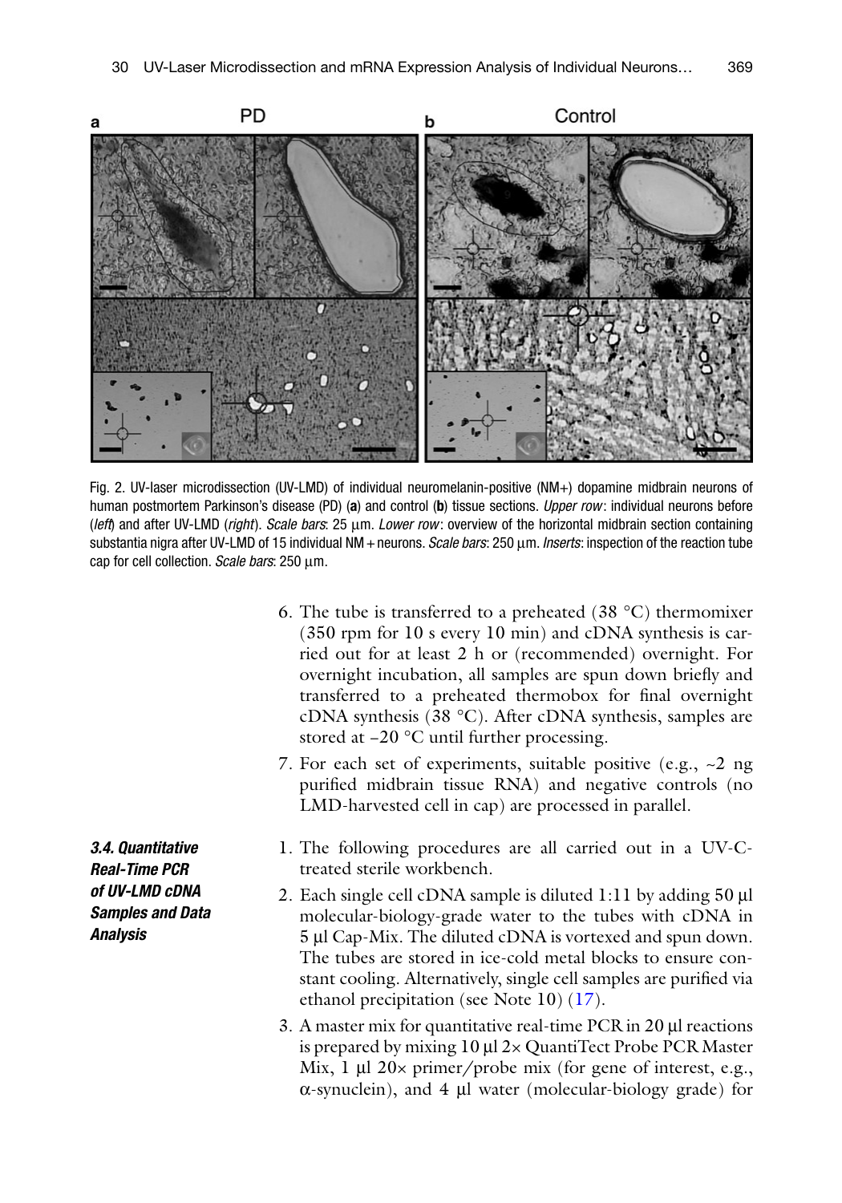Fig. 2. UV-laser microdissection (UV-LMD) of individual neuromelanin-positive (NM+) dopamine midbrain neurons of human postmortem Parkinson's disease (PD) (**a**) and control (**b**) tissue sections. *Upper row*: individual neurons before (*left*) and after UV-LMD (*right*). *Scale bars*: 25 μm. *Lower row*: overview of the horizontal midbrain section containing substantia nigra after UV-LMD of 15 individual NM + neurons. *Scale bars*: 250 μm. *Inserts*: inspection of the reaction tube cap for cell collection. *Scale bars*: 250 μm.

6. The tube is transferred to a preheated (38 °C) thermomixer (350 rpm for 10 s every 10 min) and cDNA synthesis is carried out for at least 2 h or (recommended) overnight. For overnight incubation, all samples are spun down briefly and transferred to a preheated thermobox for final overnight cDNA synthesis (38 °C). After cDNA synthesis, samples are stored at –20 °C until further processing.
7. For each set of experiments, suitable positive (e.g., ~2 ng purified midbrain tissue RNA) and negative controls (no LMD-harvested cell in cap) are processed in parallel.

### 3.4. Quantitative Real-Time PCR of UV-LMD cDNA Samples and Data Analysis

1. The following procedures are all carried out in a UV-C-treated sterile workbench.
2. Each single cell cDNA sample is diluted 1:11 by adding 50 μl molecular-biology-grade water to the tubes with cDNA in 5 μl Cap-Mix. The diluted cDNA is vortexed and spun down. The tubes are stored in ice-cold metal blocks to ensure constant cooling. Alternatively, single cell samples are purified via ethanol precipitation (see Note 10) (17).
3. A master mix for quantitative real-time PCR in 20 μl reactions is prepared by mixing 10 μl 2× QuantiTect Probe PCR Master Mix, 1 μl 20× primer/probe mix (for gene of interest, e.g., α-synuclein), and 4 μl water (molecular-biology grade) for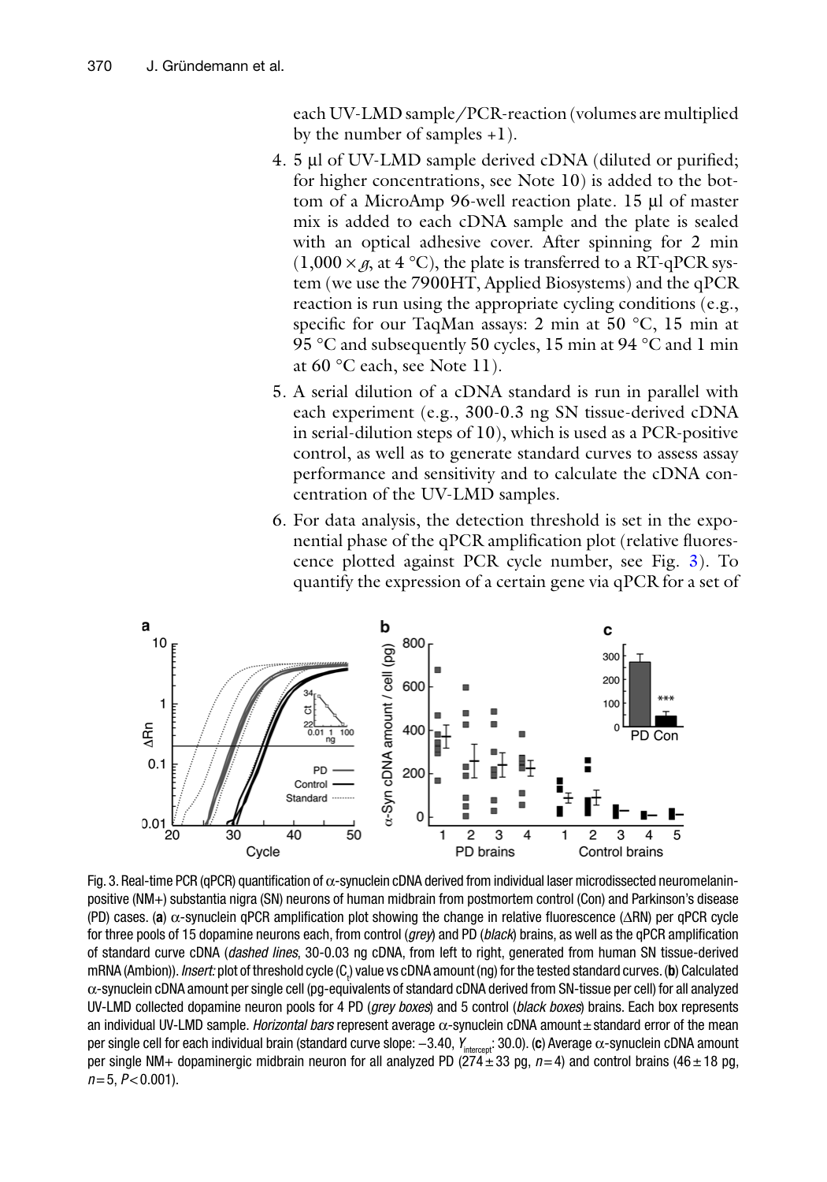each UV-LMD sample/PCR-reaction (volumes are multiplied by the number of samples +1).

4. 5 μl of UV-LMD sample derived cDNA (diluted or purified; for higher concentrations, see Note 10) is added to the bottom of a MicroAmp 96-well reaction plate. 15 μl of master mix is added to each cDNA sample and the plate is sealed with an optical adhesive cover. After spinning for 2 min ($1,000 \times g$, at 4 °C), the plate is transferred to a RT-qPCR system (we use the 7900HT, Applied Biosystems) and the qPCR reaction is run using the appropriate cycling conditions (e.g., specific for our TaqMan assays: 2 min at 50 °C, 15 min at 95 °C and subsequently 50 cycles, 15 min at 94 °C and 1 min at 60 °C each, see Note 11).
5. A serial dilution of a cDNA standard is run in parallel with each experiment (e.g., 300-0.3 ng SN tissue-derived cDNA in serial-dilution steps of 10), which is used as a PCR-positive control, as well as to generate standard curves to assess assay performance and sensitivity and to calculate the cDNA concentration of the UV-LMD samples.
6. For data analysis, the detection threshold is set in the exponential phase of the qPCR amplification plot (relative fluorescence plotted against PCR cycle number, see Fig. 3). To quantify the expression of a certain gene via qPCR for a set of

Fig. 3. Real-time PCR (qPCR) quantification of α-synuclein cDNA derived from individual laser microdissected neuromelanin-positive (NM+) substantia nigra (SN) neurons of human midbrain from postmortem control (Con) and Parkinson's disease (PD) cases. (**a**) α-synuclein qPCR amplification plot showing the change in relative fluorescence (ΔRN) per qPCR cycle for three pools of 15 dopamine neurons each, from control (*grey*) and PD (*black*) brains, as well as the qPCR amplification of standard curve cDNA (*dashed lines*, 30-0.03 ng cDNA, from left to right, generated from human SN tissue-derived mRNA (Ambion)). *Insert:* plot of threshold cycle ($C_t$) value vs cDNA amount (ng) for the tested standard curves. (**b**) Calculated α-synuclein cDNA amount per single cell (pg-equivalents of standard cDNA derived from SN-tissue per cell) for all analyzed UV-LMD collected dopamine neuron pools for 4 PD (*grey boxes*) and 5 control (*black boxes*) brains. Each box represents an individual UV-LMD sample. *Horizontal bars* represent average α-synuclein cDNA amount ± standard error of the mean per single cell for each individual brain (standard curve slope: −3.40, $Y_{intercept}$: 30.0). (**c**) Average α-synuclein cDNA amount per single NM+ dopaminergic midbrain neuron for all analyzed PD (274 ± 33 pg, $n = 4$) and control brains (46 ± 18 pg, $n = 5$, $P < 0.001$).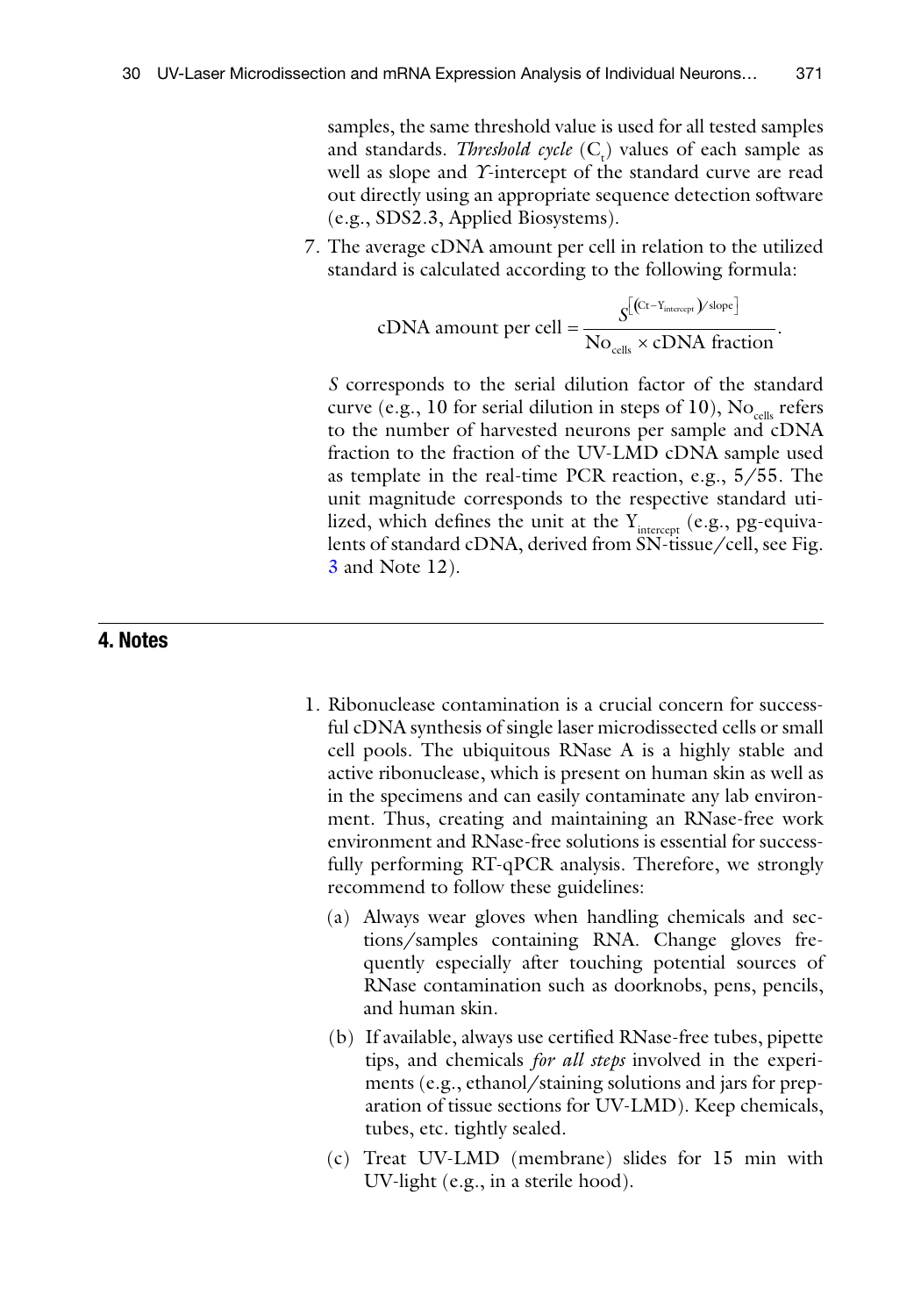samples, the same threshold value is used for all tested samples and standards. *Threshold cycle* ($C_t$) values of each sample as well as slope and *Y*-intercept of the standard curve are read out directly using an appropriate sequence detection software (e.g., SDS2.3, Applied Biosystems).

7. The average cDNA amount per cell in relation to the utilized standard is calculated according to the following formula:

$$\text{cDNA amount per cell} = \frac{S^{\left[\left(\mathrm{Ct}-\mathrm{Y}_{\mathrm{intercept}}\right)/\mathrm{slope}\right]}}{\mathrm{No}_{\mathrm{cells}} \times \text{cDNA fraction}}.$$

   *S* corresponds to the serial dilution factor of the standard curve (e.g., 10 for serial dilution in steps of 10), $\mathrm{No}_{\mathrm{cells}}$ refers to the number of harvested neurons per sample and cDNA fraction to the fraction of the UV-LMD cDNA sample used as template in the real-time PCR reaction, e.g., 5/55. The unit magnitude corresponds to the respective standard utilized, which defines the unit at the $\mathrm{Y}_{\mathrm{intercept}}$ (e.g., pg-equivalents of standard cDNA, derived from SN-tissue/cell, see Fig. 3 and Note 12).

## 4. Notes

1. Ribonuclease contamination is a crucial concern for successful cDNA synthesis of single laser microdissected cells or small cell pools. The ubiquitous RNase A is a highly stable and active ribonuclease, which is present on human skin as well as in the specimens and can easily contaminate any lab environment. Thus, creating and maintaining an RNase-free work environment and RNase-free solutions is essential for successfully performing RT-qPCR analysis. Therefore, we strongly recommend to follow these guidelines:
   (a) Always wear gloves when handling chemicals and sections/samples containing RNA. Change gloves frequently especially after touching potential sources of RNase contamination such as doorknobs, pens, pencils, and human skin.
   (b) If available, always use certified RNase-free tubes, pipette tips, and chemicals *for all steps* involved in the experiments (e.g., ethanol/staining solutions and jars for preparation of tissue sections for UV-LMD). Keep chemicals, tubes, etc. tightly sealed.
   (c) Treat UV-LMD (membrane) slides for 15 min with UV-light (e.g., in a sterile hood).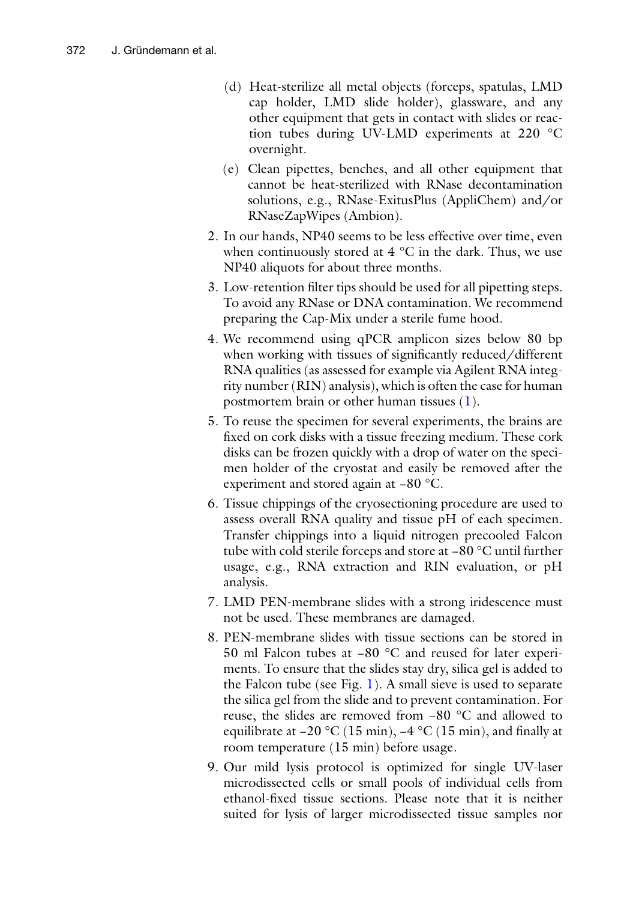(d) Heat-sterilize all metal objects (forceps, spatulas, LMD cap holder, LMD slide holder), glassware, and any other equipment that gets in contact with slides or reaction tubes during UV-LMD experiments at 220 °C overnight.

   (e) Clean pipettes, benches, and all other equipment that cannot be heat-sterilized with RNase decontamination solutions, e.g., RNase-ExitusPlus (AppliChem) and/or RNaseZapWipes (Ambion).

2. In our hands, NP40 seems to be less effective over time, even when continuously stored at 4 °C in the dark. Thus, we use NP40 aliquots for about three months.

3. Low-retention filter tips should be used for all pipetting steps. To avoid any RNase or DNA contamination. We recommend preparing the Cap-Mix under a sterile fume hood.

4. We recommend using qPCR amplicon sizes below 80 bp when working with tissues of significantly reduced/different RNA qualities (as assessed for example via Agilent RNA integrity number (RIN) analysis), which is often the case for human postmortem brain or other human tissues (1).

5. To reuse the specimen for several experiments, the brains are fixed on cork disks with a tissue freezing medium. These cork disks can be frozen quickly with a drop of water on the specimen holder of the cryostat and easily be removed after the experiment and stored again at −80 °C.

6. Tissue chippings of the cryosectioning procedure are used to assess overall RNA quality and tissue pH of each specimen. Transfer chippings into a liquid nitrogen precooled Falcon tube with cold sterile forceps and store at −80 °C until further usage, e.g., RNA extraction and RIN evaluation, or pH analysis.

7. LMD PEN-membrane slides with a strong iridescence must not be used. These membranes are damaged.

8. PEN-membrane slides with tissue sections can be stored in 50 ml Falcon tubes at −80 °C and reused for later experiments. To ensure that the slides stay dry, silica gel is added to the Falcon tube (see Fig. 1). A small sieve is used to separate the silica gel from the slide and to prevent contamination. For reuse, the slides are removed from −80 °C and allowed to equilibrate at −20 °C (15 min), −4 °C (15 min), and finally at room temperature (15 min) before usage.

9. Our mild lysis protocol is optimized for single UV-laser microdissected cells or small pools of individual cells from ethanol-fixed tissue sections. Please note that it is neither suited for lysis of larger microdissected tissue samples nor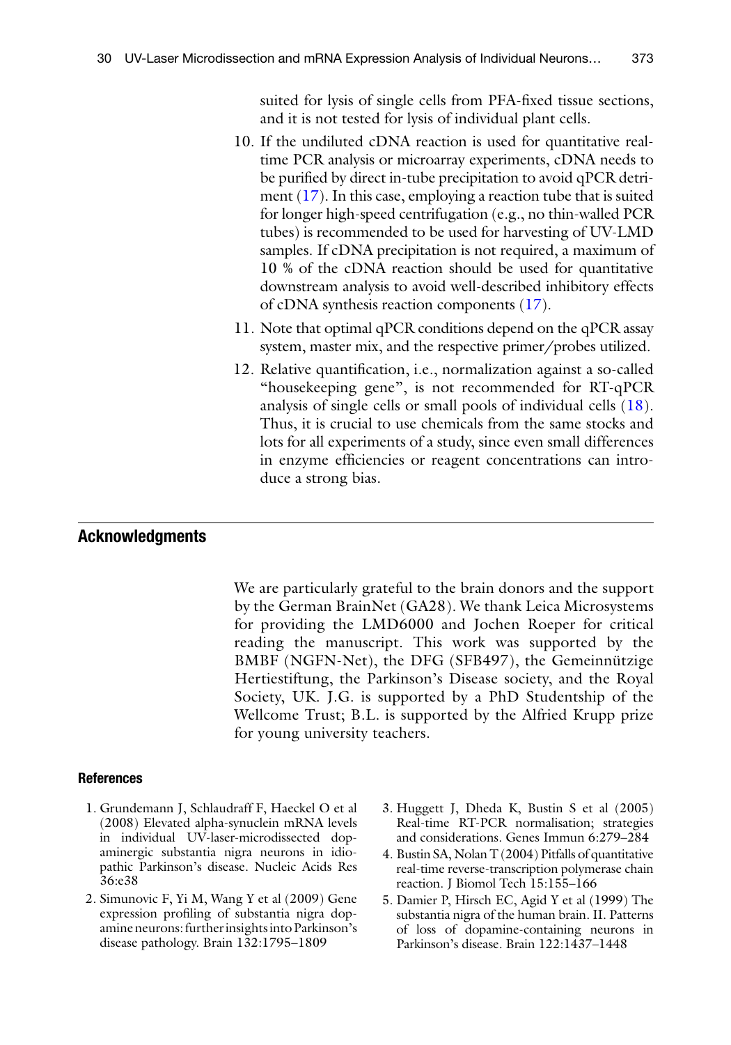suited for lysis of single cells from PFA-fixed tissue sections, and it is not tested for lysis of individual plant cells.

10. If the undiluted cDNA reaction is used for quantitative real-time PCR analysis or microarray experiments, cDNA needs to be purified by direct in-tube precipitation to avoid qPCR detriment (17). In this case, employing a reaction tube that is suited for longer high-speed centrifugation (e.g., no thin-walled PCR tubes) is recommended to be used for harvesting of UV-LMD samples. If cDNA precipitation is not required, a maximum of 10 % of the cDNA reaction should be used for quantitative downstream analysis to avoid well-described inhibitory effects of cDNA synthesis reaction components (17).
11. Note that optimal qPCR conditions depend on the qPCR assay system, master mix, and the respective primer/probes utilized.
12. Relative quantification, i.e., normalization against a so-called "housekeeping gene", is not recommended for RT-qPCR analysis of single cells or small pools of individual cells (18). Thus, it is crucial to use chemicals from the same stocks and lots for all experiments of a study, since even small differences in enzyme efficiencies or reagent concentrations can introduce a strong bias.

## Acknowledgments

We are particularly grateful to the brain donors and the support by the German BrainNet (GA28). We thank Leica Microsystems for providing the LMD6000 and Jochen Roeper for critical reading the manuscript. This work was supported by the BMBF (NGFN-Net), the DFG (SFB497), the Gemeinnützige Hertiestiftung, the Parkinson's Disease society, and the Royal Society, UK. J.G. is supported by a PhD Studentship of the Wellcome Trust; B.L. is supported by the Alfried Krupp prize for young university teachers.

### References

1. Grundemann J, Schlaudraff F, Haeckel O et al (2008) Elevated alpha-synuclein mRNA levels in individual UV-laser-microdissected dopaminergic substantia nigra neurons in idiopathic Parkinson's disease. Nucleic Acids Res 36:e38
2. Simunovic F, Yi M, Wang Y et al (2009) Gene expression profiling of substantia nigra dopamine neurons: further insights into Parkinson's disease pathology. Brain 132:1795–1809
3. Huggett J, Dheda K, Bustin S et al (2005) Real-time RT-PCR normalisation; strategies and considerations. Genes Immun 6:279–284
4. Bustin SA, Nolan T (2004) Pitfalls of quantitative real-time reverse-transcription polymerase chain reaction. J Biomol Tech 15:155–166
5. Damier P, Hirsch EC, Agid Y et al (1999) The substantia nigra of the human brain. II. Patterns of loss of dopamine-containing neurons in Parkinson's disease. Brain 122:1437–1448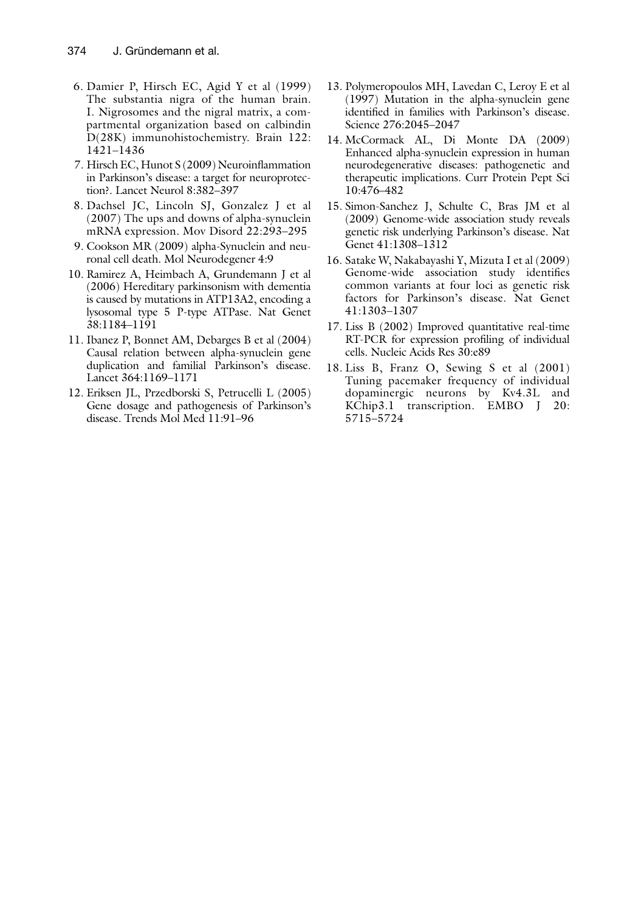6. Damier P, Hirsch EC, Agid Y et al (1999) The substantia nigra of the human brain. I. Nigrosomes and the nigral matrix, a compartmental organization based on calbindin D(28K) immunohistochemistry. Brain 122: 1421–1436
7. Hirsch EC, Hunot S (2009) Neuroinflammation in Parkinson's disease: a target for neuroprotection?. Lancet Neurol 8:382–397
8. Dachsel JC, Lincoln SJ, Gonzalez J et al (2007) The ups and downs of alpha-synuclein mRNA expression. Mov Disord 22:293–295
9. Cookson MR (2009) alpha-Synuclein and neuronal cell death. Mol Neurodegener 4:9
10. Ramirez A, Heimbach A, Grundemann J et al (2006) Hereditary parkinsonism with dementia is caused by mutations in ATP13A2, encoding a lysosomal type 5 P-type ATPase. Nat Genet 38:1184–1191
11. Ibanez P, Bonnet AM, Debarges B et al (2004) Causal relation between alpha-synuclein gene duplication and familial Parkinson's disease. Lancet 364:1169–1171
12. Eriksen JL, Przedborski S, Petrucelli L (2005) Gene dosage and pathogenesis of Parkinson's disease. Trends Mol Med 11:91–96
13. Polymeropoulos MH, Lavedan C, Leroy E et al (1997) Mutation in the alpha-synuclein gene identified in families with Parkinson's disease. Science 276:2045–2047
14. McCormack AL, Di Monte DA (2009) Enhanced alpha-synuclein expression in human neurodegenerative diseases: pathogenetic and therapeutic implications. Curr Protein Pept Sci 10:476–482
15. Simon-Sanchez J, Schulte C, Bras JM et al (2009) Genome-wide association study reveals genetic risk underlying Parkinson's disease. Nat Genet 41:1308–1312
16. Satake W, Nakabayashi Y, Mizuta I et al (2009) Genome-wide association study identifies common variants at four loci as genetic risk factors for Parkinson's disease. Nat Genet 41:1303–1307
17. Liss B (2002) Improved quantitative real-time RT-PCR for expression profiling of individual cells. Nucleic Acids Res 30:e89
18. Liss B, Franz O, Sewing S et al (2001) Tuning pacemaker frequency of individual dopaminergic neurons by Kv4.3L and KChip3.1 transcription. EMBO J 20: 5715–5724